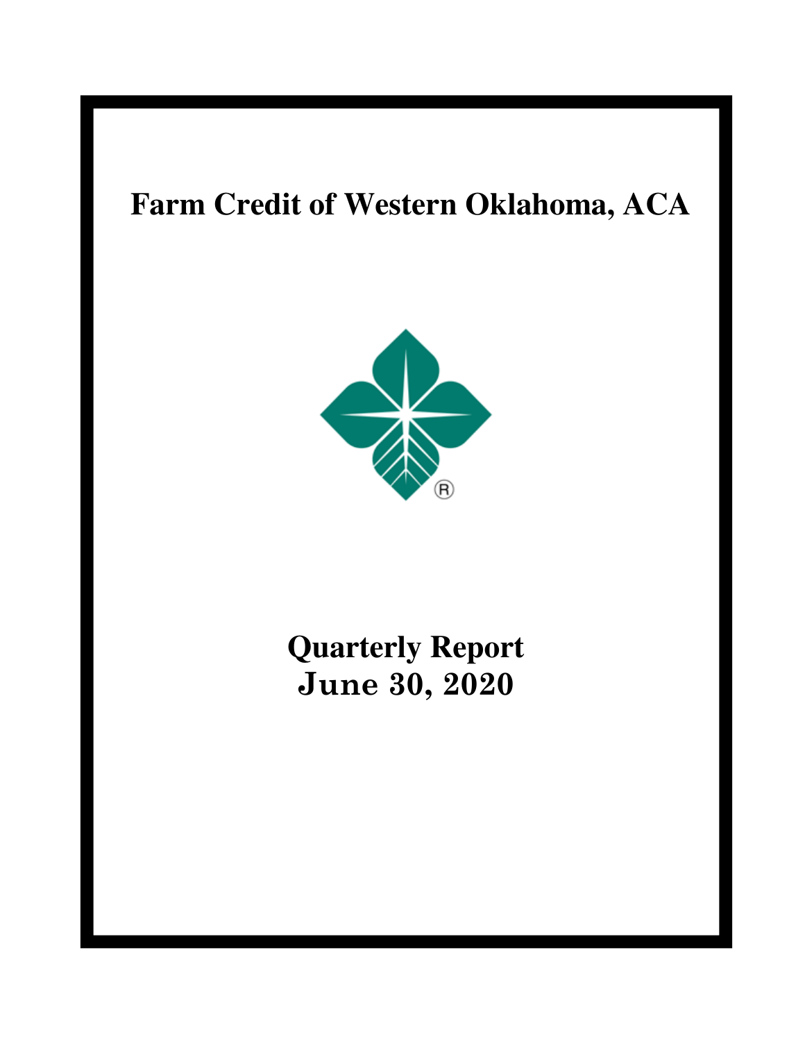# Farm Credit of Western Oklahoma, ACA

## Quarterly Report
## June 30, 2020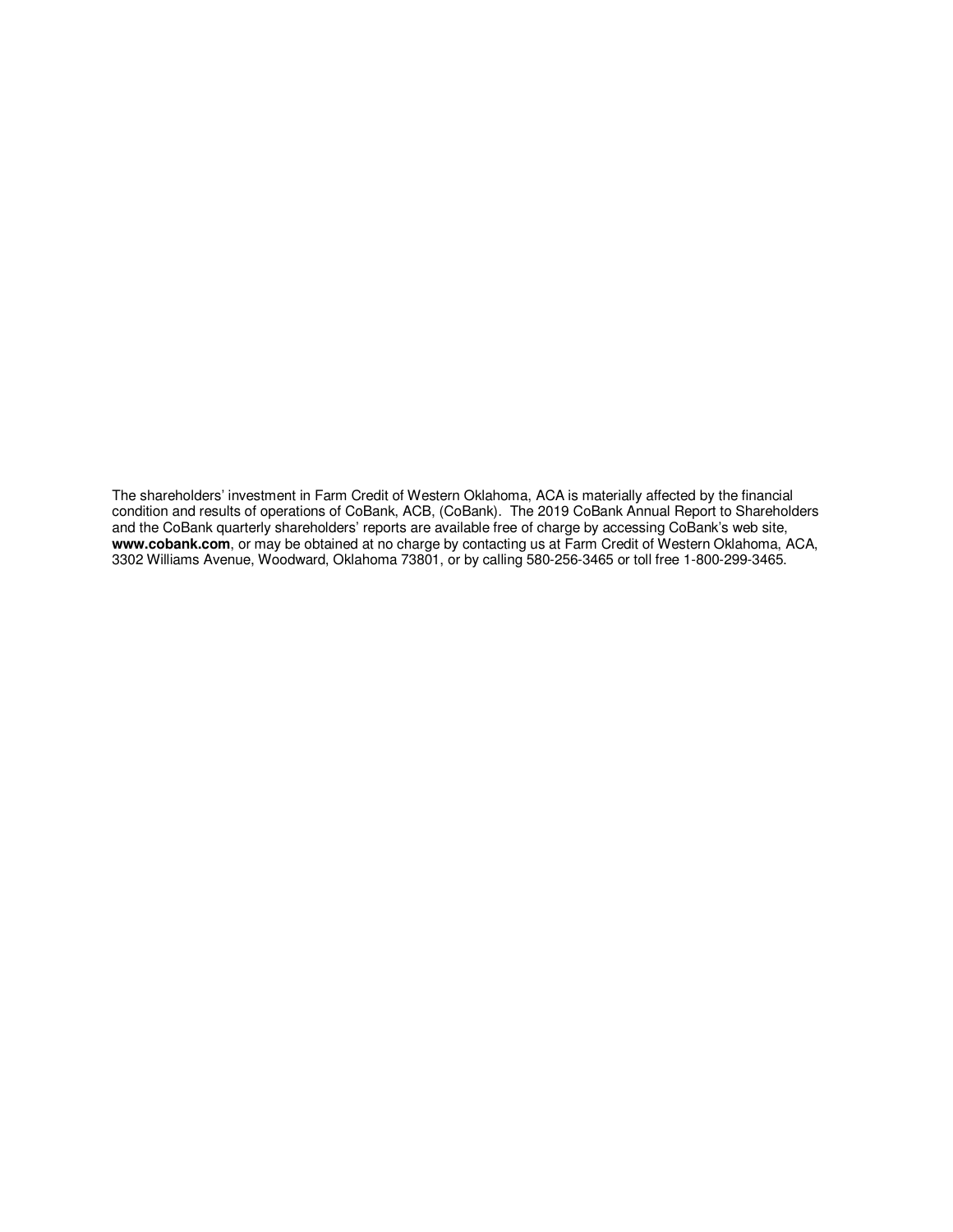The shareholders' investment in Farm Credit of Western Oklahoma, ACA is materially affected by the financial condition and results of operations of CoBank, ACB, (CoBank). The 2019 CoBank Annual Report to Shareholders and the CoBank quarterly shareholders' reports are available free of charge by accessing CoBank's web site, **www.cobank.com**, or may be obtained at no charge by contacting us at Farm Credit of Western Oklahoma, ACA, 3302 Williams Avenue, Woodward, Oklahoma 73801, or by calling 580-256-3465 or toll free 1-800-299-3465.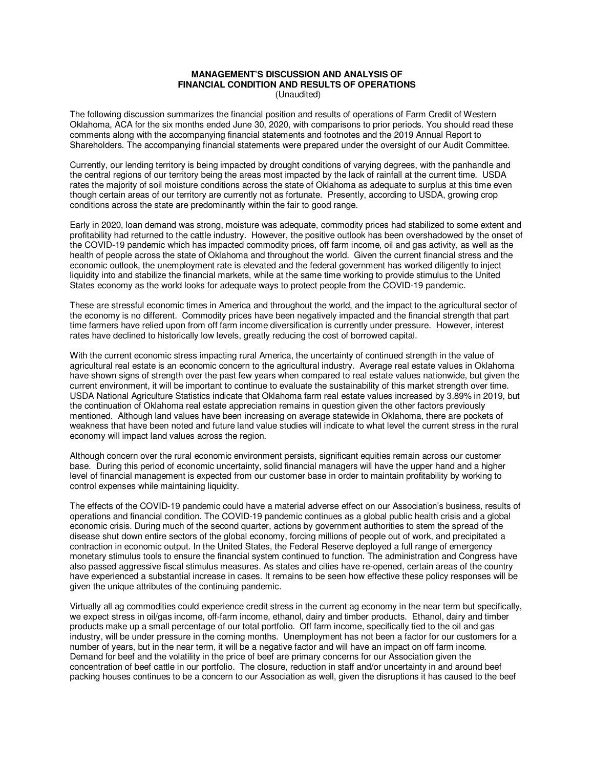# MANAGEMENT'S DISCUSSION AND ANALYSIS OF FINANCIAL CONDITION AND RESULTS OF OPERATIONS

(Unaudited)

The following discussion summarizes the financial position and results of operations of Farm Credit of Western Oklahoma, ACA for the six months ended June 30, 2020, with comparisons to prior periods. You should read these comments along with the accompanying financial statements and footnotes and the 2019 Annual Report to Shareholders. The accompanying financial statements were prepared under the oversight of our Audit Committee.

Currently, our lending territory is being impacted by drought conditions of varying degrees, with the panhandle and the central regions of our territory being the areas most impacted by the lack of rainfall at the current time. USDA rates the majority of soil moisture conditions across the state of Oklahoma as adequate to surplus at this time even though certain areas of our territory are currently not as fortunate. Presently, according to USDA, growing crop conditions across the state are predominantly within the fair to good range.

Early in 2020, loan demand was strong, moisture was adequate, commodity prices had stabilized to some extent and profitability had returned to the cattle industry. However, the positive outlook has been overshadowed by the onset of the COVID-19 pandemic which has impacted commodity prices, off farm income, oil and gas activity, as well as the health of people across the state of Oklahoma and throughout the world. Given the current financial stress and the economic outlook, the unemployment rate is elevated and the federal government has worked diligently to inject liquidity into and stabilize the financial markets, while at the same time working to provide stimulus to the United States economy as the world looks for adequate ways to protect people from the COVID-19 pandemic.

These are stressful economic times in America and throughout the world, and the impact to the agricultural sector of the economy is no different. Commodity prices have been negatively impacted and the financial strength that part time farmers have relied upon from off farm income diversification is currently under pressure. However, interest rates have declined to historically low levels, greatly reducing the cost of borrowed capital.

With the current economic stress impacting rural America, the uncertainty of continued strength in the value of agricultural real estate is an economic concern to the agricultural industry. Average real estate values in Oklahoma have shown signs of strength over the past few years when compared to real estate values nationwide, but given the current environment, it will be important to continue to evaluate the sustainability of this market strength over time. USDA National Agriculture Statistics indicate that Oklahoma farm real estate values increased by 3.89% in 2019, but the continuation of Oklahoma real estate appreciation remains in question given the other factors previously mentioned. Although land values have been increasing on average statewide in Oklahoma, there are pockets of weakness that have been noted and future land value studies will indicate to what level the current stress in the rural economy will impact land values across the region.

Although concern over the rural economic environment persists, significant equities remain across our customer base. During this period of economic uncertainty, solid financial managers will have the upper hand and a higher level of financial management is expected from our customer base in order to maintain profitability by working to control expenses while maintaining liquidity.

The effects of the COVID-19 pandemic could have a material adverse effect on our Association's business, results of operations and financial condition. The COVID-19 pandemic continues as a global public health crisis and a global economic crisis. During much of the second quarter, actions by government authorities to stem the spread of the disease shut down entire sectors of the global economy, forcing millions of people out of work, and precipitated a contraction in economic output. In the United States, the Federal Reserve deployed a full range of emergency monetary stimulus tools to ensure the financial system continued to function. The administration and Congress have also passed aggressive fiscal stimulus measures. As states and cities have re-opened, certain areas of the country have experienced a substantial increase in cases. It remains to be seen how effective these policy responses will be given the unique attributes of the continuing pandemic.

Virtually all ag commodities could experience credit stress in the current ag economy in the near term but specifically, we expect stress in oil/gas income, off-farm income, ethanol, dairy and timber products. Ethanol, dairy and timber products make up a small percentage of our total portfolio. Off farm income, specifically tied to the oil and gas industry, will be under pressure in the coming months. Unemployment has not been a factor for our customers for a number of years, but in the near term, it will be a negative factor and will have an impact on off farm income. Demand for beef and the volatility in the price of beef are primary concerns for our Association given the concentration of beef cattle in our portfolio. The closure, reduction in staff and/or uncertainty in and around beef packing houses continues to be a concern to our Association as well, given the disruptions it has caused to the beef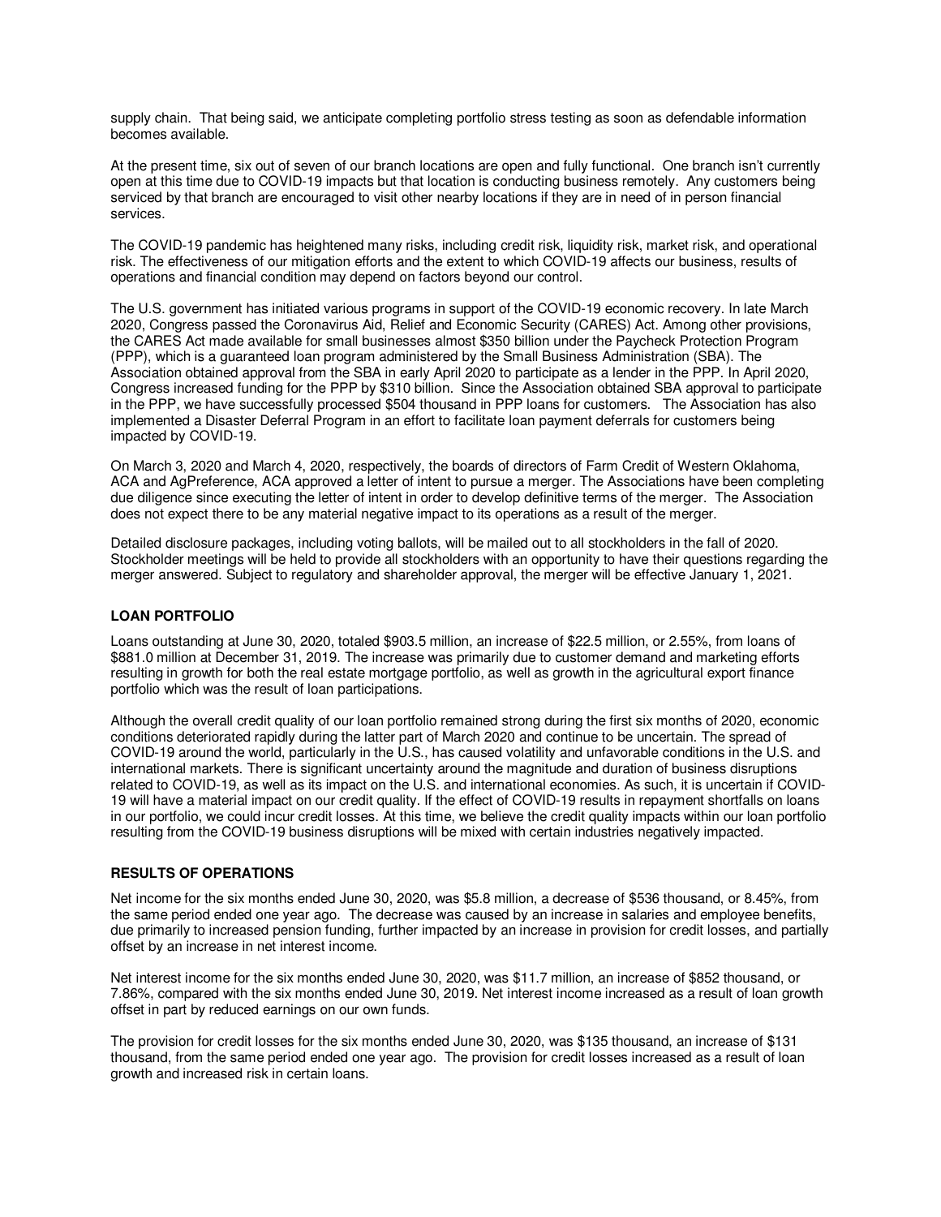supply chain. That being said, we anticipate completing portfolio stress testing as soon as defendable information becomes available.

At the present time, six out of seven of our branch locations are open and fully functional. One branch isn't currently open at this time due to COVID-19 impacts but that location is conducting business remotely. Any customers being serviced by that branch are encouraged to visit other nearby locations if they are in need of in person financial services.

The COVID-19 pandemic has heightened many risks, including credit risk, liquidity risk, market risk, and operational risk. The effectiveness of our mitigation efforts and the extent to which COVID-19 affects our business, results of operations and financial condition may depend on factors beyond our control.

The U.S. government has initiated various programs in support of the COVID-19 economic recovery. In late March 2020, Congress passed the Coronavirus Aid, Relief and Economic Security (CARES) Act. Among other provisions, the CARES Act made available for small businesses almost $350 billion under the Paycheck Protection Program (PPP), which is a guaranteed loan program administered by the Small Business Administration (SBA). The Association obtained approval from the SBA in early April 2020 to participate as a lender in the PPP. In April 2020, Congress increased funding for the PPP by $310 billion. Since the Association obtained SBA approval to participate in the PPP, we have successfully processed $504 thousand in PPP loans for customers. The Association has also implemented a Disaster Deferral Program in an effort to facilitate loan payment deferrals for customers being impacted by COVID-19.

On March 3, 2020 and March 4, 2020, respectively, the boards of directors of Farm Credit of Western Oklahoma, ACA and AgPreference, ACA approved a letter of intent to pursue a merger. The Associations have been completing due diligence since executing the letter of intent in order to develop definitive terms of the merger. The Association does not expect there to be any material negative impact to its operations as a result of the merger.

Detailed disclosure packages, including voting ballots, will be mailed out to all stockholders in the fall of 2020. Stockholder meetings will be held to provide all stockholders with an opportunity to have their questions regarding the merger answered. Subject to regulatory and shareholder approval, the merger will be effective January 1, 2021.

## LOAN PORTFOLIO

Loans outstanding at June 30, 2020, totaled $903.5 million, an increase of $22.5 million, or 2.55%, from loans of $881.0 million at December 31, 2019. The increase was primarily due to customer demand and marketing efforts resulting in growth for both the real estate mortgage portfolio, as well as growth in the agricultural export finance portfolio which was the result of loan participations.

Although the overall credit quality of our loan portfolio remained strong during the first six months of 2020, economic conditions deteriorated rapidly during the latter part of March 2020 and continue to be uncertain. The spread of COVID-19 around the world, particularly in the U.S., has caused volatility and unfavorable conditions in the U.S. and international markets. There is significant uncertainty around the magnitude and duration of business disruptions related to COVID-19, as well as its impact on the U.S. and international economies. As such, it is uncertain if COVID-19 will have a material impact on our credit quality. If the effect of COVID-19 results in repayment shortfalls on loans in our portfolio, we could incur credit losses. At this time, we believe the credit quality impacts within our loan portfolio resulting from the COVID-19 business disruptions will be mixed with certain industries negatively impacted.

## RESULTS OF OPERATIONS

Net income for the six months ended June 30, 2020, was $5.8 million, a decrease of $536 thousand, or 8.45%, from the same period ended one year ago. The decrease was caused by an increase in salaries and employee benefits, due primarily to increased pension funding, further impacted by an increase in provision for credit losses, and partially offset by an increase in net interest income.

Net interest income for the six months ended June 30, 2020, was $11.7 million, an increase of $852 thousand, or 7.86%, compared with the six months ended June 30, 2019. Net interest income increased as a result of loan growth offset in part by reduced earnings on our own funds.

The provision for credit losses for the six months ended June 30, 2020, was $135 thousand, an increase of $131 thousand, from the same period ended one year ago. The provision for credit losses increased as a result of loan growth and increased risk in certain loans.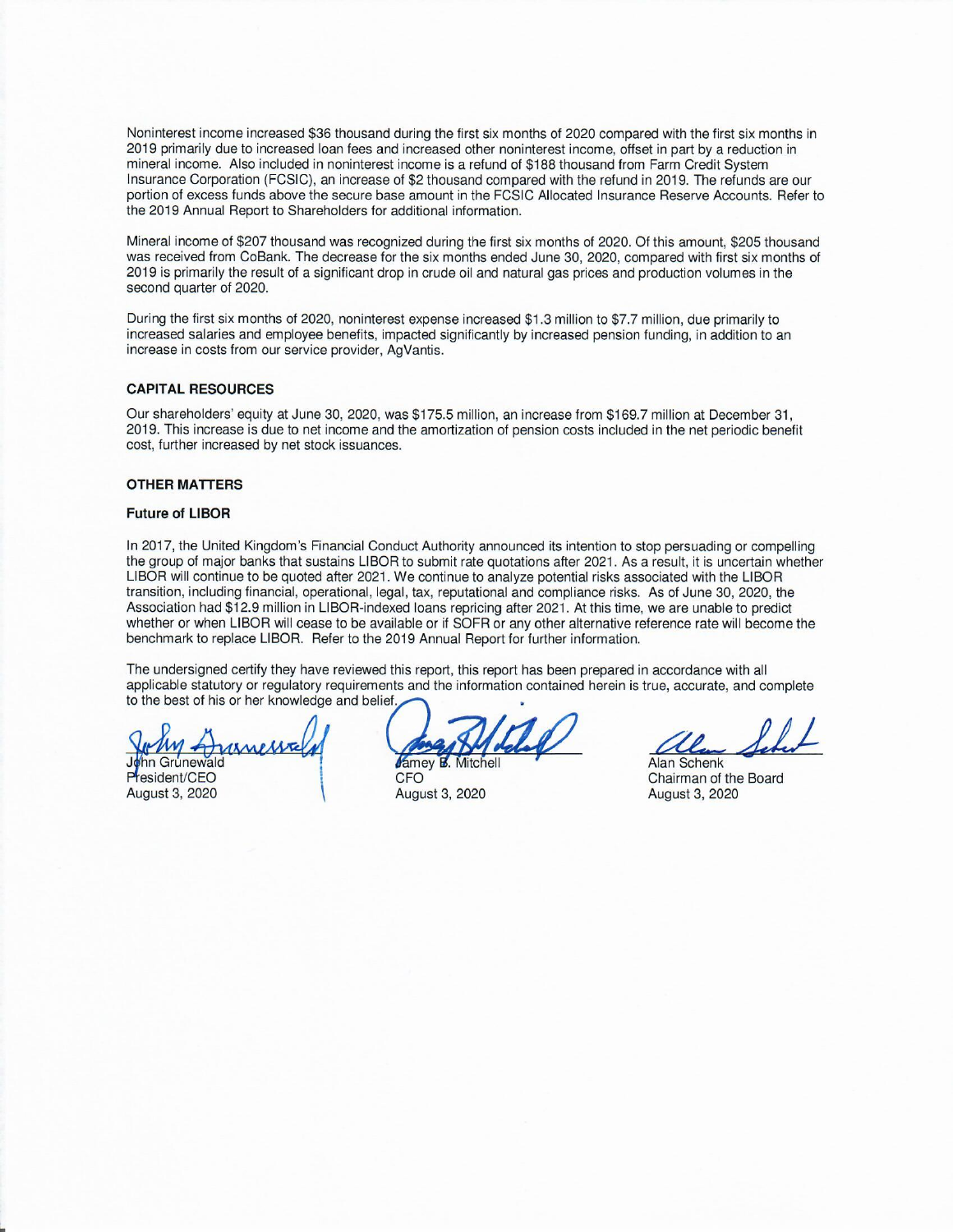Noninterest income increased $36 thousand during the first six months of 2020 compared with the first six months in 2019 primarily due to increased loan fees and increased other noninterest income, offset in part by a reduction in mineral income. Also included in noninterest income is a refund of $188 thousand from Farm Credit System Insurance Corporation (FCSIC), an increase of $2 thousand compared with the refund in 2019. The refunds are our portion of excess funds above the secure base amount in the FCSIC Allocated Insurance Reserve Accounts. Refer to the 2019 Annual Report to Shareholders for additional information.

Mineral income of $207 thousand was recognized during the first six months of 2020. Of this amount, $205 thousand was received from CoBank. The decrease for the six months ended June 30, 2020, compared with first six months of 2019 is primarily the result of a significant drop in crude oil and natural gas prices and production volumes in the second quarter of 2020.

During the first six months of 2020, noninterest expense increased $1.3 million to $7.7 million, due primarily to increased salaries and employee benefits, impacted significantly by increased pension funding, in addition to an increase in costs from our service provider, AgVantis.

### CAPITAL RESOURCES

Our shareholders' equity at June 30, 2020, was $175.5 million, an increase from $169.7 million at December 31, 2019. This increase is due to net income and the amortization of pension costs included in the net periodic benefit cost, further increased by net stock issuances.

### OTHER MATTERS

#### Future of LIBOR

In 2017, the United Kingdom's Financial Conduct Authority announced its intention to stop persuading or compelling the group of major banks that sustains LIBOR to submit rate quotations after 2021. As a result, it is uncertain whether LIBOR will continue to be quoted after 2021. We continue to analyze potential risks associated with the LIBOR transition, including financial, operational, legal, tax, reputational and compliance risks. As of June 30, 2020, the Association had $12.9 million in LIBOR-indexed loans repricing after 2021. At this time, we are unable to predict whether or when LIBOR will cease to be available or if SOFR or any other alternative reference rate will become the benchmark to replace LIBOR. Refer to the 2019 Annual Report for further information.

The undersigned certify they have reviewed this report, this report has been prepared in accordance with all applicable statutory or regulatory requirements and the information contained herein is true, accurate, and complete to the best of his or her knowledge and belief.

John Grunewald
President/CEO
August 3, 2020

Jamey B. Mitchell
CFO
August 3, 2020

Alan Schenk
Chairman of the Board
August 3, 2020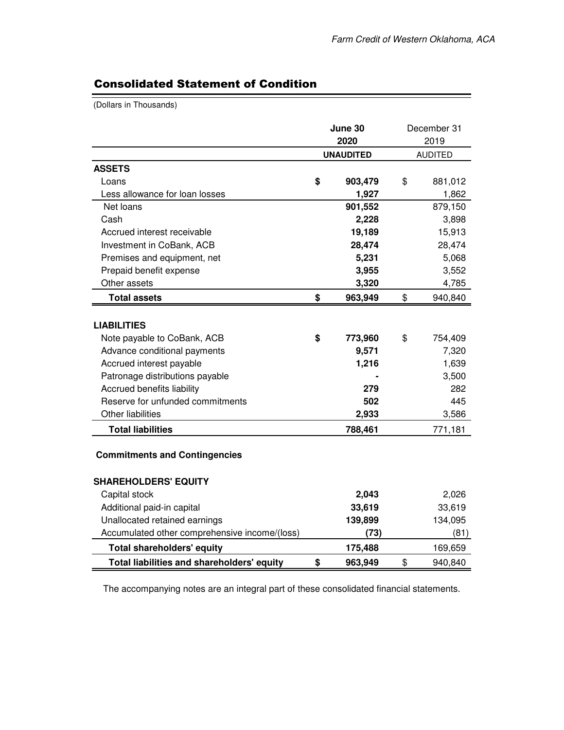## Consolidated Statement of Condition

(Dollars in Thousands)

| | June 30 2020 | December 31 2019 |
|---|---|---|
| | **UNAUDITED** | AUDITED |
| **ASSETS** | | |
| Loans | **$ 903,479** | $ 881,012 |
| Less allowance for loan losses | **1,927** | 1,862 |
| Net loans | **901,552** | 879,150 |
| Cash | **2,228** | 3,898 |
| Accrued interest receivable | **19,189** | 15,913 |
| Investment in CoBank, ACB | **28,474** | 28,474 |
| Premises and equipment, net | **5,231** | 5,068 |
| Prepaid benefit expense | **3,955** | 3,552 |
| Other assets | **3,320** | 4,785 |
| **Total assets** | **$ 963,949** | $ 940,840 |
| **LIABILITIES** | | |
| Note payable to CoBank, ACB | **$ 773,960** | $ 754,409 |
| Advance conditional payments | **9,571** | 7,320 |
| Accrued interest payable | **1,216** | 1,639 |
| Patronage distributions payable | **-** | 3,500 |
| Accrued benefits liability | **279** | 282 |
| Reserve for unfunded commitments | **502** | 445 |
| Other liabilities | **2,933** | 3,586 |
| **Total liabilities** | **788,461** | 771,181 |
| **Commitments and Contingencies** | | |
| **SHAREHOLDERS' EQUITY** | | |
| Capital stock | **2,043** | 2,026 |
| Additional paid-in capital | **33,619** | 33,619 |
| Unallocated retained earnings | **139,899** | 134,095 |
| Accumulated other comprehensive income/(loss) | **(73)** | (81) |
| **Total shareholders' equity** | **175,488** | 169,659 |
| **Total liabilities and shareholders' equity** | **$ 963,949** | $ 940,840 |

The accompanying notes are an integral part of these consolidated financial statements.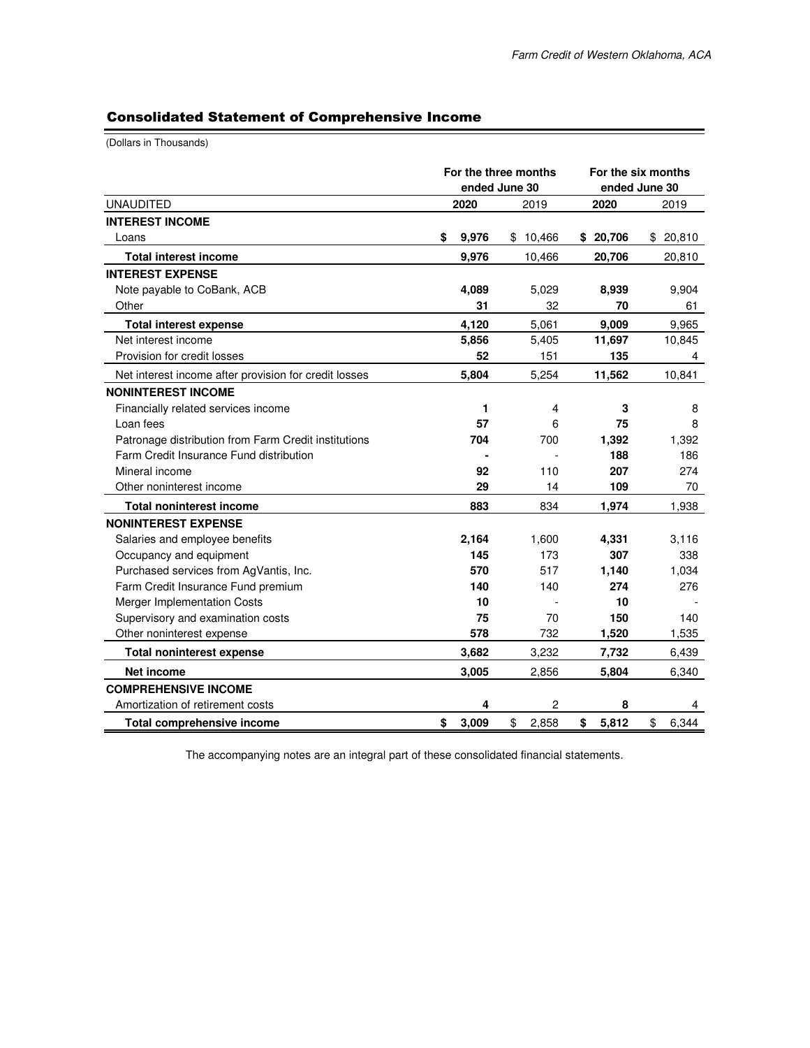## Consolidated Statement of Comprehensive Income

(Dollars in Thousands)

| | For the three months ended June 30 | | For the six months ended June 30 | |
|---|---|---|---|---|
| UNAUDITED | **2020** | 2019 | **2020** | 2019 |
| **INTEREST INCOME** | | | | |
| Loans | **$ 9,976** | $ 10,466 | **$ 20,706** | $ 20,810 |
| **Total interest income** | **9,976** | 10,466 | **20,706** | 20,810 |
| **INTEREST EXPENSE** | | | | |
| Note payable to CoBank, ACB | **4,089** | 5,029 | **8,939** | 9,904 |
| Other | **31** | 32 | **70** | 61 |
| **Total interest expense** | **4,120** | 5,061 | **9,009** | 9,965 |
| Net interest income | **5,856** | 5,405 | **11,697** | 10,845 |
| Provision for credit losses | **52** | 151 | **135** | 4 |
| Net interest income after provision for credit losses | **5,804** | 5,254 | **11,562** | 10,841 |
| **NONINTEREST INCOME** | | | | |
| Financially related services income | **1** | 4 | **3** | 8 |
| Loan fees | **57** | 6 | **75** | 8 |
| Patronage distribution from Farm Credit institutions | **704** | 700 | **1,392** | 1,392 |
| Farm Credit Insurance Fund distribution | **-** | - | **188** | 186 |
| Mineral income | **92** | 110 | **207** | 274 |
| Other noninterest income | **29** | 14 | **109** | 70 |
| **Total noninterest income** | **883** | 834 | **1,974** | 1,938 |
| **NONINTEREST EXPENSE** | | | | |
| Salaries and employee benefits | **2,164** | 1,600 | **4,331** | 3,116 |
| Occupancy and equipment | **145** | 173 | **307** | 338 |
| Purchased services from AgVantis, Inc. | **570** | 517 | **1,140** | 1,034 |
| Farm Credit Insurance Fund premium | **140** | 140 | **274** | 276 |
| Merger Implementation Costs | **10** | - | **10** | - |
| Supervisory and examination costs | **75** | 70 | **150** | 140 |
| Other noninterest expense | **578** | 732 | **1,520** | 1,535 |
| **Total noninterest expense** | **3,682** | 3,232 | **7,732** | 6,439 |
| **Net income** | **3,005** | 2,856 | **5,804** | 6,340 |
| **COMPREHENSIVE INCOME** | | | | |
| Amortization of retirement costs | **4** | 2 | **8** | 4 |
| **Total comprehensive income** | **$ 3,009** | $ 2,858 | **$ 5,812** | $ 6,344 |

The accompanying notes are an integral part of these consolidated financial statements.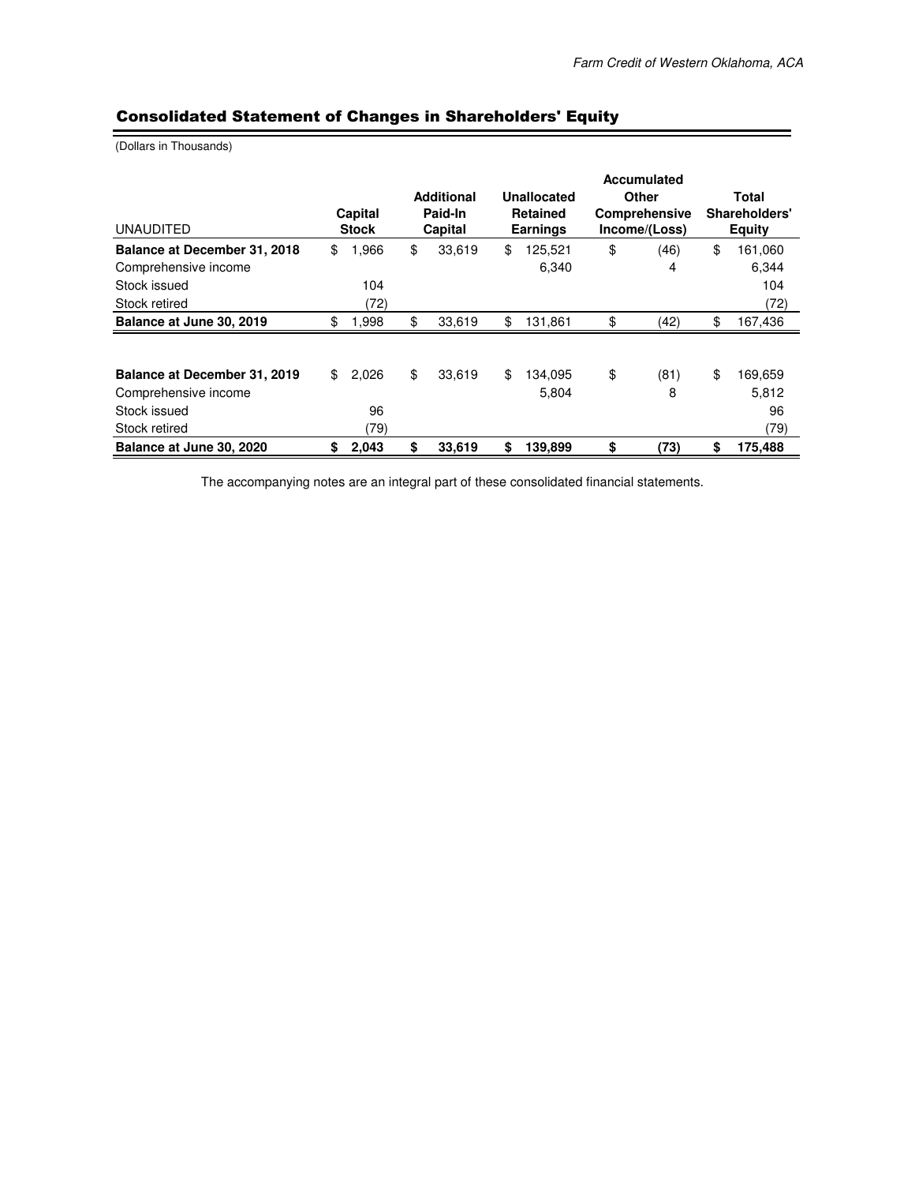## Consolidated Statement of Changes in Shareholders' Equity

(Dollars in Thousands)

| UNAUDITED | Capital Stock | Additional Paid-In Capital | Unallocated Retained Earnings | Accumulated Other Comprehensive Income/(Loss) | Total Shareholders' Equity |
|---|---|---|---|---|---|
| **Balance at December 31, 2018** | $ 1,966 | $ 33,619 | $ 125,521 | $ (46) | $ 161,060 |
| Comprehensive income | | | 6,340 | 4 | 6,344 |
| Stock issued | 104 | | | | 104 |
| Stock retired | (72) | | | | (72) |
| **Balance at June 30, 2019** | $ 1,998 | $ 33,619 | $ 131,861 | $ (42) | $ 167,436 |
| | | | | | |
| **Balance at December 31, 2019** | $ 2,026 | $ 33,619 | $ 134,095 | $ (81) | $ 169,659 |
| Comprehensive income | | | 5,804 | 8 | 5,812 |
| Stock issued | 96 | | | | 96 |
| Stock retired | (79) | | | | (79) |
| **Balance at June 30, 2020** | **$ 2,043** | **$ 33,619** | **$ 139,899** | **$ (73)** | **$ 175,488** |

The accompanying notes are an integral part of these consolidated financial statements.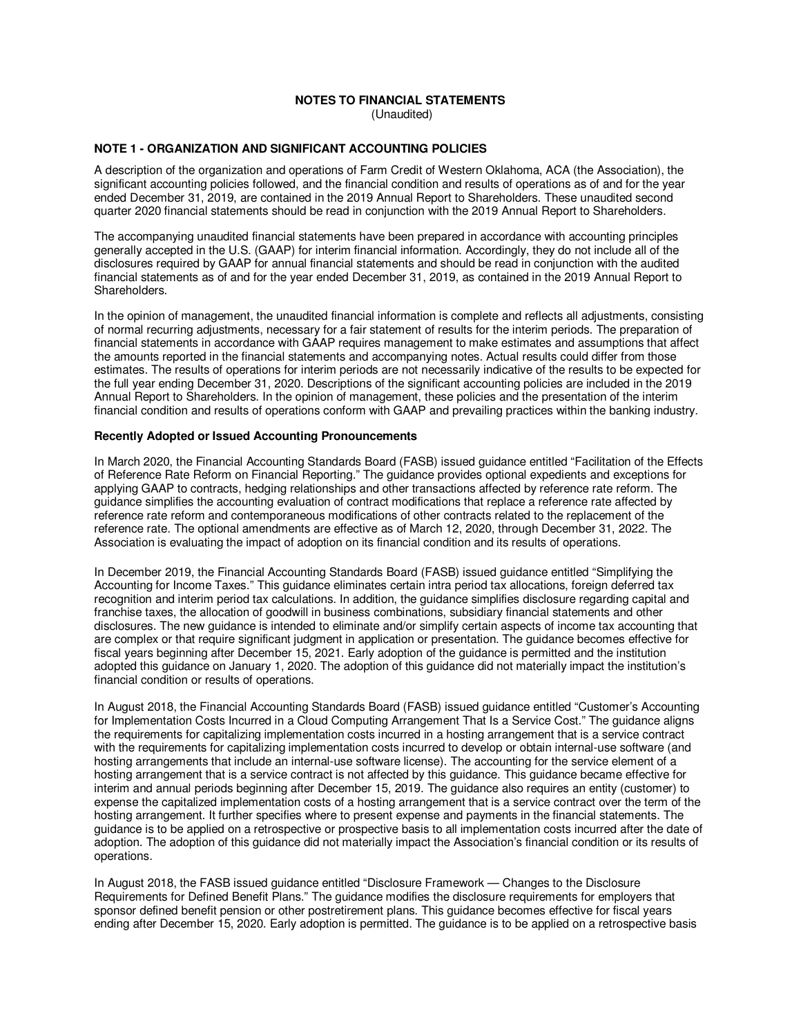# NOTES TO FINANCIAL STATEMENTS

(Unaudited)

## NOTE 1 - ORGANIZATION AND SIGNIFICANT ACCOUNTING POLICIES

A description of the organization and operations of Farm Credit of Western Oklahoma, ACA (the Association), the significant accounting policies followed, and the financial condition and results of operations as of and for the year ended December 31, 2019, are contained in the 2019 Annual Report to Shareholders. These unaudited second quarter 2020 financial statements should be read in conjunction with the 2019 Annual Report to Shareholders.

The accompanying unaudited financial statements have been prepared in accordance with accounting principles generally accepted in the U.S. (GAAP) for interim financial information. Accordingly, they do not include all of the disclosures required by GAAP for annual financial statements and should be read in conjunction with the audited financial statements as of and for the year ended December 31, 2019, as contained in the 2019 Annual Report to Shareholders.

In the opinion of management, the unaudited financial information is complete and reflects all adjustments, consisting of normal recurring adjustments, necessary for a fair statement of results for the interim periods. The preparation of financial statements in accordance with GAAP requires management to make estimates and assumptions that affect the amounts reported in the financial statements and accompanying notes. Actual results could differ from those estimates. The results of operations for interim periods are not necessarily indicative of the results to be expected for the full year ending December 31, 2020. Descriptions of the significant accounting policies are included in the 2019 Annual Report to Shareholders. In the opinion of management, these policies and the presentation of the interim financial condition and results of operations conform with GAAP and prevailing practices within the banking industry.

### Recently Adopted or Issued Accounting Pronouncements

In March 2020, the Financial Accounting Standards Board (FASB) issued guidance entitled "Facilitation of the Effects of Reference Rate Reform on Financial Reporting." The guidance provides optional expedients and exceptions for applying GAAP to contracts, hedging relationships and other transactions affected by reference rate reform. The guidance simplifies the accounting evaluation of contract modifications that replace a reference rate affected by reference rate reform and contemporaneous modifications of other contracts related to the replacement of the reference rate. The optional amendments are effective as of March 12, 2020, through December 31, 2022. The Association is evaluating the impact of adoption on its financial condition and its results of operations.

In December 2019, the Financial Accounting Standards Board (FASB) issued guidance entitled "Simplifying the Accounting for Income Taxes." This guidance eliminates certain intra period tax allocations, foreign deferred tax recognition and interim period tax calculations. In addition, the guidance simplifies disclosure regarding capital and franchise taxes, the allocation of goodwill in business combinations, subsidiary financial statements and other disclosures. The new guidance is intended to eliminate and/or simplify certain aspects of income tax accounting that are complex or that require significant judgment in application or presentation. The guidance becomes effective for fiscal years beginning after December 15, 2021. Early adoption of the guidance is permitted and the institution adopted this guidance on January 1, 2020. The adoption of this guidance did not materially impact the institution's financial condition or results of operations.

In August 2018, the Financial Accounting Standards Board (FASB) issued guidance entitled "Customer's Accounting for Implementation Costs Incurred in a Cloud Computing Arrangement That Is a Service Cost." The guidance aligns the requirements for capitalizing implementation costs incurred in a hosting arrangement that is a service contract with the requirements for capitalizing implementation costs incurred to develop or obtain internal-use software (and hosting arrangements that include an internal-use software license). The accounting for the service element of a hosting arrangement that is a service contract is not affected by this guidance. This guidance became effective for interim and annual periods beginning after December 15, 2019. The guidance also requires an entity (customer) to expense the capitalized implementation costs of a hosting arrangement that is a service contract over the term of the hosting arrangement. It further specifies where to present expense and payments in the financial statements. The guidance is to be applied on a retrospective or prospective basis to all implementation costs incurred after the date of adoption. The adoption of this guidance did not materially impact the Association's financial condition or its results of operations.

In August 2018, the FASB issued guidance entitled "Disclosure Framework — Changes to the Disclosure Requirements for Defined Benefit Plans." The guidance modifies the disclosure requirements for employers that sponsor defined benefit pension or other postretirement plans. This guidance becomes effective for fiscal years ending after December 15, 2020. Early adoption is permitted. The guidance is to be applied on a retrospective basis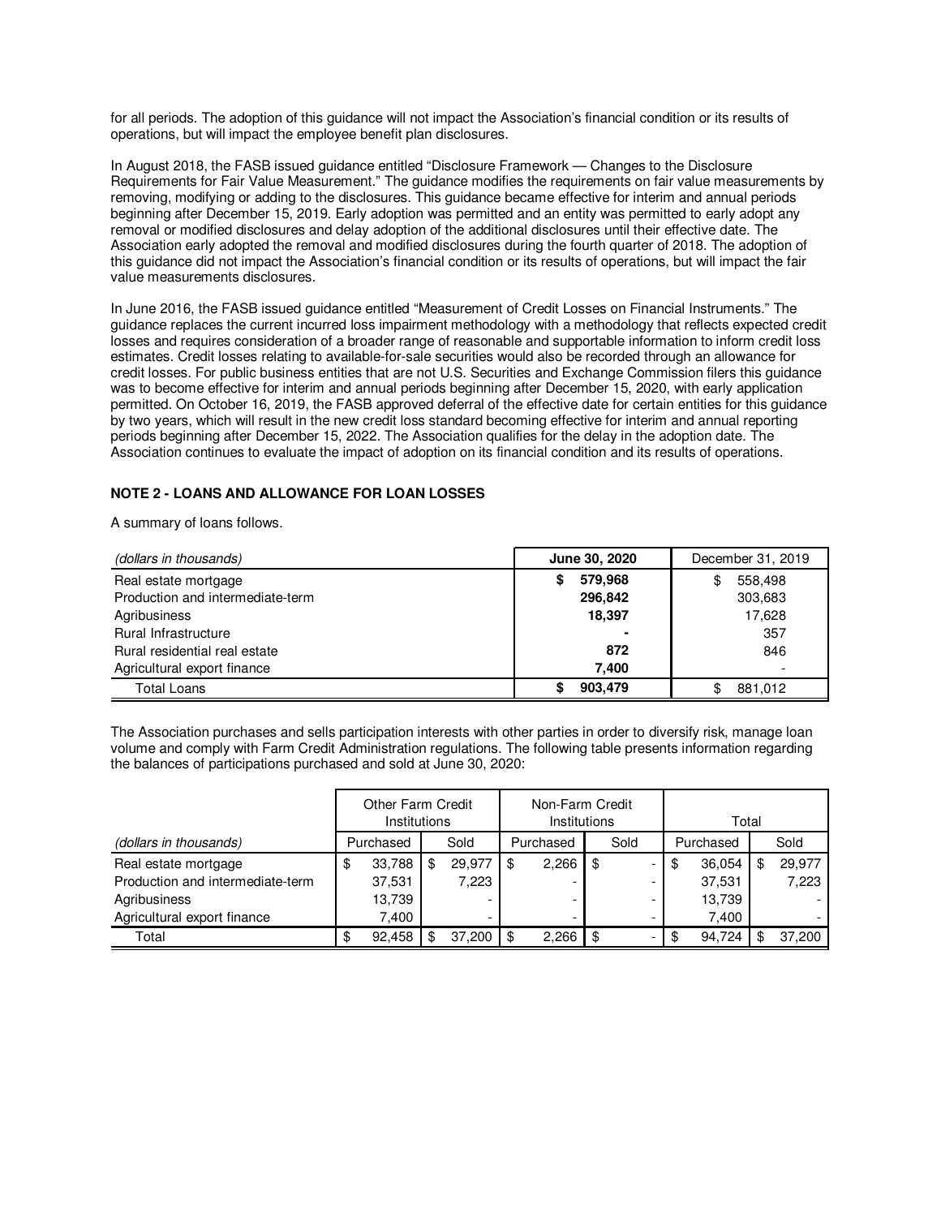for all periods. The adoption of this guidance will not impact the Association's financial condition or its results of operations, but will impact the employee benefit plan disclosures.

In August 2018, the FASB issued guidance entitled "Disclosure Framework — Changes to the Disclosure Requirements for Fair Value Measurement." The guidance modifies the requirements on fair value measurements by removing, modifying or adding to the disclosures. This guidance became effective for interim and annual periods beginning after December 15, 2019. Early adoption was permitted and an entity was permitted to early adopt any removal or modified disclosures and delay adoption of the additional disclosures until their effective date. The Association early adopted the removal and modified disclosures during the fourth quarter of 2018. The adoption of this guidance did not impact the Association's financial condition or its results of operations, but will impact the fair value measurements disclosures.

In June 2016, the FASB issued guidance entitled "Measurement of Credit Losses on Financial Instruments." The guidance replaces the current incurred loss impairment methodology with a methodology that reflects expected credit losses and requires consideration of a broader range of reasonable and supportable information to inform credit loss estimates. Credit losses relating to available-for-sale securities would also be recorded through an allowance for credit losses. For public business entities that are not U.S. Securities and Exchange Commission filers this guidance was to become effective for interim and annual periods beginning after December 15, 2020, with early application permitted. On October 16, 2019, the FASB approved deferral of the effective date for certain entities for this guidance by two years, which will result in the new credit loss standard becoming effective for interim and annual reporting periods beginning after December 15, 2022. The Association qualifies for the delay in the adoption date. The Association continues to evaluate the impact of adoption on its financial condition and its results of operations.

## NOTE 2 - LOANS AND ALLOWANCE FOR LOAN LOSSES

A summary of loans follows.

| *(dollars in thousands)* | **June 30, 2020** | December 31, 2019 |
|---|---|---|
| Real estate mortgage | **$ 579,968** | $ 558,498 |
| Production and intermediate-term | **296,842** | 303,683 |
| Agribusiness | **18,397** | 17,628 |
| Rural Infrastructure | **-** | 357 |
| Rural residential real estate | **872** | 846 |
| Agricultural export finance | **7,400** | - |
| Total Loans | **$ 903,479** | $ 881,012 |

The Association purchases and sells participation interests with other parties in order to diversify risk, manage loan volume and comply with Farm Credit Administration regulations. The following table presents information regarding the balances of participations purchased and sold at June 30, 2020:

| | Other Farm Credit Institutions | | Non-Farm Credit Institutions | | Total | |
|---|---|---|---|---|---|---|
| *(dollars in thousands)* | Purchased | Sold | Purchased | Sold | Purchased | Sold |
| Real estate mortgage | $ 33,788 | $ 29,977 | $ 2,266 | $ - | $ 36,054 | $ 29,977 |
| Production and intermediate-term | 37,531 | 7,223 | - | - | 37,531 | 7,223 |
| Agribusiness | 13,739 | - | - | - | 13,739 | - |
| Agricultural export finance | 7,400 | - | - | - | 7,400 | - |
| Total | $ 92,458 | $ 37,200 | $ 2,266 | $ - | $ 94,724 | $ 37,200 |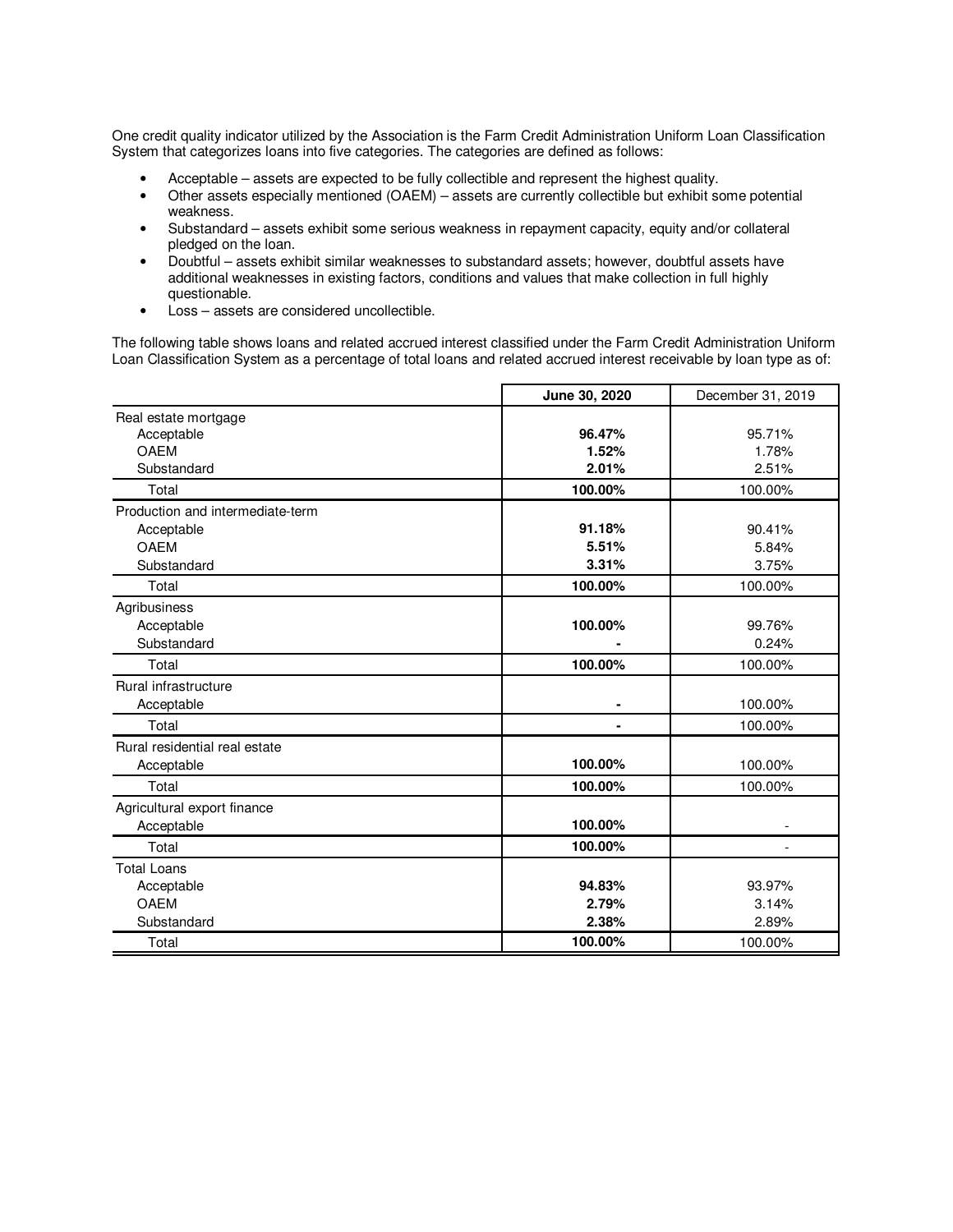One credit quality indicator utilized by the Association is the Farm Credit Administration Uniform Loan Classification System that categorizes loans into five categories. The categories are defined as follows:

- Acceptable – assets are expected to be fully collectible and represent the highest quality.
- Other assets especially mentioned (OAEM) – assets are currently collectible but exhibit some potential weakness.
- Substandard – assets exhibit some serious weakness in repayment capacity, equity and/or collateral pledged on the loan.
- Doubtful – assets exhibit similar weaknesses to substandard assets; however, doubtful assets have additional weaknesses in existing factors, conditions and values that make collection in full highly questionable.
- Loss – assets are considered uncollectible.

The following table shows loans and related accrued interest classified under the Farm Credit Administration Uniform Loan Classification System as a percentage of total loans and related accrued interest receivable by loan type as of:

| | **June 30, 2020** | December 31, 2019 |
|---|---|---|
| Real estate mortgage | | |
| Acceptable | **96.47%** | 95.71% |
| OAEM | **1.52%** | 1.78% |
| Substandard | **2.01%** | 2.51% |
| Total | **100.00%** | 100.00% |
| Production and intermediate-term | | |
| Acceptable | **91.18%** | 90.41% |
| OAEM | **5.51%** | 5.84% |
| Substandard | **3.31%** | 3.75% |
| Total | **100.00%** | 100.00% |
| Agribusiness | | |
| Acceptable | **100.00%** | 99.76% |
| Substandard | **-** | 0.24% |
| Total | **100.00%** | 100.00% |
| Rural infrastructure | | |
| Acceptable | **-** | 100.00% |
| Total | **-** | 100.00% |
| Rural residential real estate | | |
| Acceptable | **100.00%** | 100.00% |
| Total | **100.00%** | 100.00% |
| Agricultural export finance | | |
| Acceptable | **100.00%** | - |
| Total | **100.00%** | - |
| Total Loans | | |
| Acceptable | **94.83%** | 93.97% |
| OAEM | **2.79%** | 3.14% |
| Substandard | **2.38%** | 2.89% |
| Total | **100.00%** | 100.00% |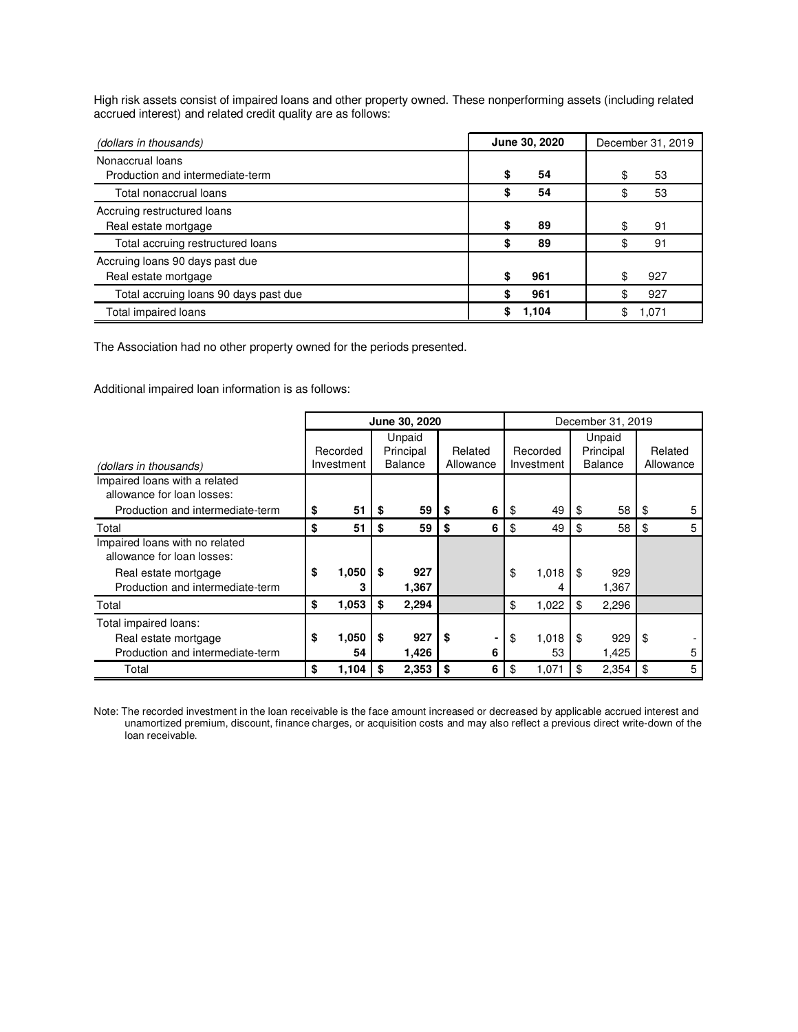High risk assets consist of impaired loans and other property owned. These nonperforming assets (including related accrued interest) and related credit quality are as follows:

| *(dollars in thousands)* | **June 30, 2020** | December 31, 2019 |
|---|---|---|
| Nonaccrual loans | | |
| Production and intermediate-term | **$ 54** | $ 53 |
| Total nonaccrual loans | **$ 54** | $ 53 |
| Accruing restructured loans | | |
| Real estate mortgage | **$ 89** | $ 91 |
| Total accruing restructured loans | **$ 89** | $ 91 |
| Accruing loans 90 days past due | | |
| Real estate mortgage | **$ 961** | $ 927 |
| Total accruing loans 90 days past due | **$ 961** | $ 927 |
| Total impaired loans | **$ 1,104** | $ 1,071 |

The Association had no other property owned for the periods presented.

Additional impaired loan information is as follows:

| | **June 30, 2020** | | | December 31, 2019 | | |
|---|---|---|---|---|---|---|
| *(dollars in thousands)* | Recorded Investment | Unpaid Principal Balance | Related Allowance | Recorded Investment | Unpaid Principal Balance | Related Allowance |
| Impaired loans with a related allowance for loan losses: | | | | | | |
| Production and intermediate-term | **$ 51** | **$ 59** | **$ 6** | $ 49 | $ 58 | $ 5 |
| Total | **$ 51** | **$ 59** | **$ 6** | $ 49 | $ 58 | $ 5 |
| Impaired loans with no related allowance for loan losses: | | | | | | |
| Real estate mortgage | **$ 1,050** | **$ 927** | | $ 1,018 | $ 929 | |
| Production and intermediate-term | **3** | **1,367** | | 4 | 1,367 | |
| Total | **$ 1,053** | **$ 2,294** | | $ 1,022 | $ 2,296 | |
| Total impaired loans: | | | | | | |
| Real estate mortgage | **$ 1,050** | **$ 927** | **$ -** | $ 1,018 | $ 929 | $ - |
| Production and intermediate-term | **54** | **1,426** | **6** | 53 | 1,425 | 5 |
| Total | **$ 1,104** | **$ 2,353** | **$ 6** | $ 1,071 | $ 2,354 | $ 5 |

Note: The recorded investment in the loan receivable is the face amount increased or decreased by applicable accrued interest and unamortized premium, discount, finance charges, or acquisition costs and may also reflect a previous direct write-down of the loan receivable.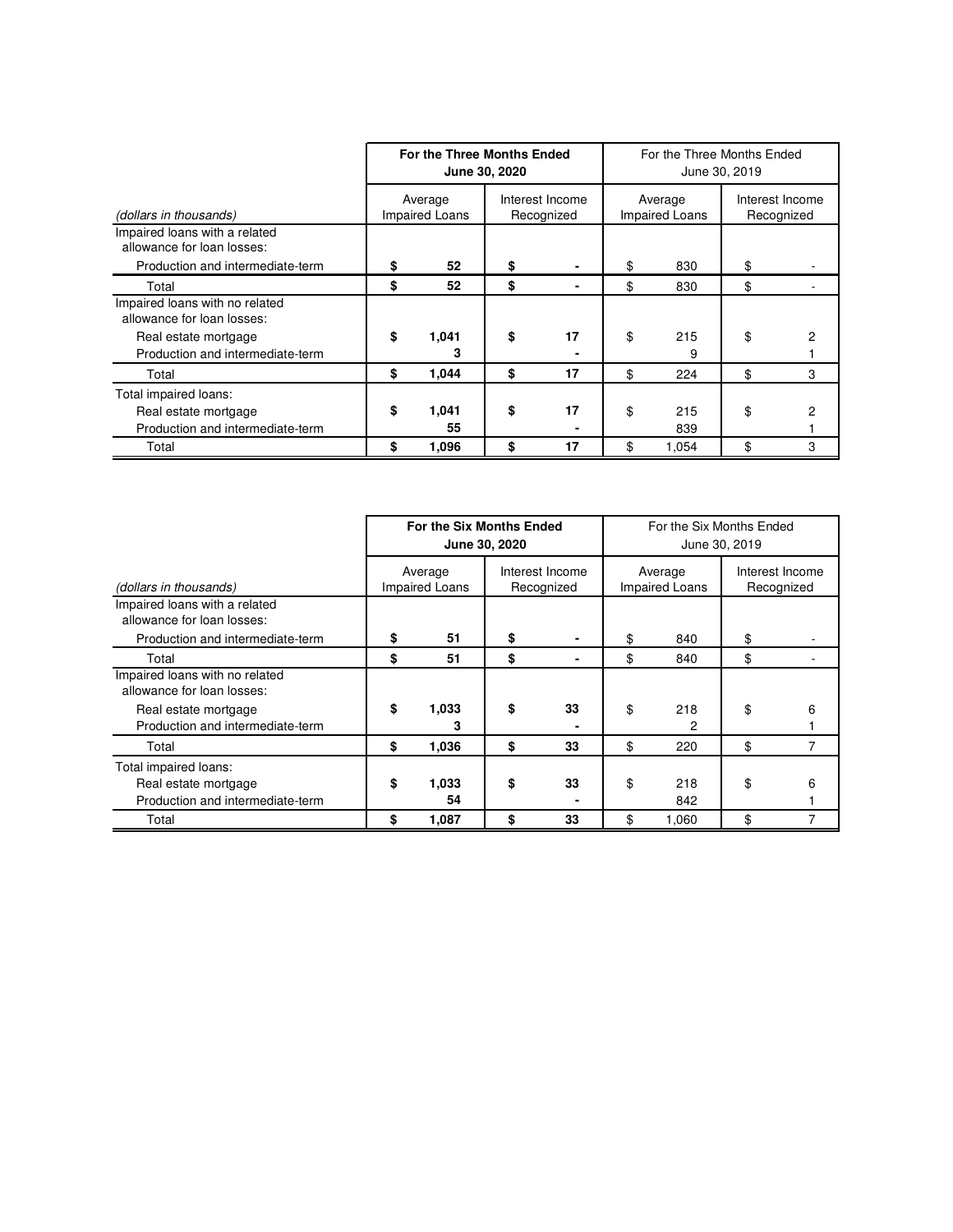| (dollars in thousands) | **For the Three Months Ended June 30, 2020** | | For the Three Months Ended June 30, 2019 | |
|---|---|---|---|---|
| | Average Impaired Loans | Interest Income Recognized | Average Impaired Loans | Interest Income Recognized |
| Impaired loans with a related allowance for loan losses: | | | | |
| Production and intermediate-term | **$ 52** | **$ -** | $ 830 | $ - |
| Total | **$ 52** | **$ -** | $ 830 | $ - |
| Impaired loans with no related allowance for loan losses: | | | | |
| Real estate mortgage | **$ 1,041** | **$ 17** | $ 215 | $ 2 |
| Production and intermediate-term | **3** | **-** | 9 | 1 |
| Total | **$ 1,044** | **$ 17** | $ 224 | $ 3 |
| Total impaired loans: | | | | |
| Real estate mortgage | **$ 1,041** | **$ 17** | $ 215 | $ 2 |
| Production and intermediate-term | **55** | **-** | 839 | 1 |
| Total | **$ 1,096** | **$ 17** | $ 1,054 | $ 3 |

| (dollars in thousands) | **For the Six Months Ended June 30, 2020** | | For the Six Months Ended June 30, 2019 | |
|---|---|---|---|---|
| | Average Impaired Loans | Interest Income Recognized | Average Impaired Loans | Interest Income Recognized |
| Impaired loans with a related allowance for loan losses: | | | | |
| Production and intermediate-term | **$ 51** | **$ -** | $ 840 | $ - |
| Total | **$ 51** | **$ -** | $ 840 | $ - |
| Impaired loans with no related allowance for loan losses: | | | | |
| Real estate mortgage | **$ 1,033** | **$ 33** | $ 218 | $ 6 |
| Production and intermediate-term | **3** | **-** | 2 | 1 |
| Total | **$ 1,036** | **$ 33** | $ 220 | $ 7 |
| Total impaired loans: | | | | |
| Real estate mortgage | **$ 1,033** | **$ 33** | $ 218 | $ 6 |
| Production and intermediate-term | **54** | **-** | 842 | 1 |
| Total | **$ 1,087** | **$ 33** | $ 1,060 | $ 7 |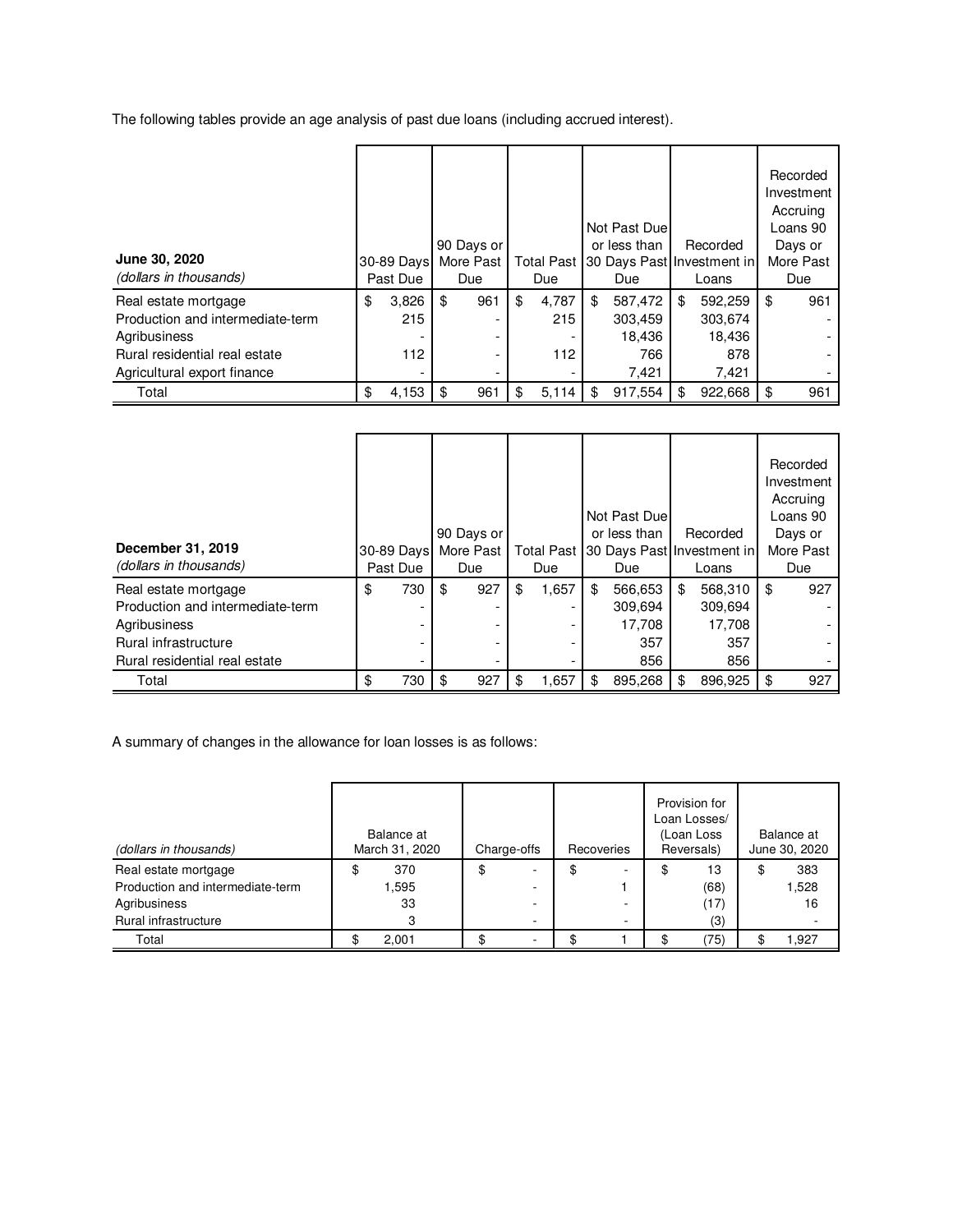The following tables provide an age analysis of past due loans (including accrued interest).

| **June 30, 2020** *(dollars in thousands)* | 30-89 Days Past Due | 90 Days or More Past Due | Total Past Due | Not Past Due or less than 30 Days Past Due | Recorded Investment in Loans | Recorded Investment Accruing Loans 90 Days or More Past Due |
|---|---|---|---|---|---|---|
| Real estate mortgage | $ 3,826 | $ 961 | $ 4,787 | $ 587,472 | $ 592,259 | $ 961 |
| Production and intermediate-term | 215 | - | 215 | 303,459 | 303,674 | - |
| Agribusiness | - | - | - | 18,436 | 18,436 | - |
| Rural residential real estate | 112 | - | 112 | 766 | 878 | - |
| Agricultural export finance | - | - | - | 7,421 | 7,421 | - |
| Total | $ 4,153 | $ 961 | $ 5,114 | $ 917,554 | $ 922,668 | $ 961 |

| **December 31, 2019** *(dollars in thousands)* | 30-89 Days Past Due | 90 Days or More Past Due | Total Past Due | Not Past Due or less than 30 Days Past Due | Recorded Investment in Loans | Recorded Investment Accruing Loans 90 Days or More Past Due |
|---|---|---|---|---|---|---|
| Real estate mortgage | $ 730 | $ 927 | $ 1,657 | $ 566,653 | $ 568,310 | $ 927 |
| Production and intermediate-term | - | - | - | 309,694 | 309,694 | - |
| Agribusiness | - | - | - | 17,708 | 17,708 | - |
| Rural infrastructure | - | - | - | 357 | 357 | - |
| Rural residential real estate | - | - | - | 856 | 856 | - |
| Total | $ 730 | $ 927 | $ 1,657 | $ 895,268 | $ 896,925 | $ 927 |

A summary of changes in the allowance for loan losses is as follows:

| *(dollars in thousands)* | Balance at March 31, 2020 | Charge-offs | Recoveries | Provision for Loan Losses/ (Loan Loss Reversals) | Balance at June 30, 2020 |
|---|---|---|---|---|---|
| Real estate mortgage | $ 370 | $ - | $ - | $ 13 | $ 383 |
| Production and intermediate-term | 1,595 | - | 1 | (68) | 1,528 |
| Agribusiness | 33 | - | - | (17) | 16 |
| Rural infrastructure | 3 | - | - | (3) | - |
| Total | $ 2,001 | $ - | $ 1 | $ (75) | $ 1,927 |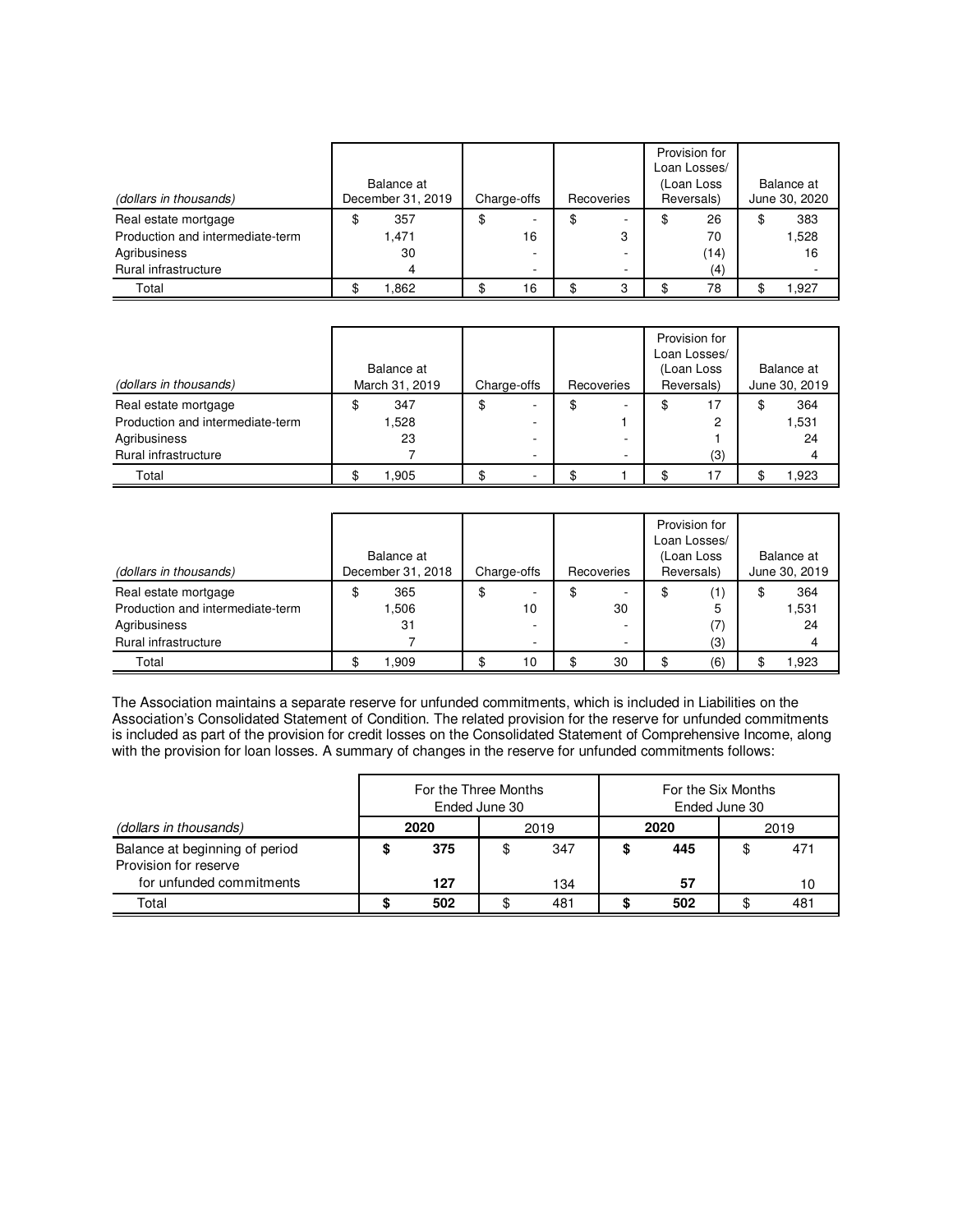| (dollars in thousands) | Balance at December 31, 2019 | Charge-offs | Recoveries | Provision for Loan Losses/ (Loan Loss Reversals) | Balance at June 30, 2020 |
|---|---|---|---|---|---|
| Real estate mortgage | $ 357 | $ - | $ - | $ 26 | $ 383 |
| Production and intermediate-term | 1,471 | 16 | 3 | 70 | 1,528 |
| Agribusiness | 30 | - | - | (14) | 16 |
| Rural infrastructure | 4 | - | - | (4) | - |
| Total | $ 1,862 | $ 16 | $ 3 | $ 78 | $ 1,927 |

| (dollars in thousands) | Balance at March 31, 2019 | Charge-offs | Recoveries | Provision for Loan Losses/ (Loan Loss Reversals) | Balance at June 30, 2019 |
|---|---|---|---|---|---|
| Real estate mortgage | $ 347 | $ - | $ - | $ 17 | $ 364 |
| Production and intermediate-term | 1,528 | - | 1 | 2 | 1,531 |
| Agribusiness | 23 | - | - | 1 | 24 |
| Rural infrastructure | 7 | - | - | (3) | 4 |
| Total | $ 1,905 | $ - | $ 1 | $ 17 | $ 1,923 |

| (dollars in thousands) | Balance at December 31, 2018 | Charge-offs | Recoveries | Provision for Loan Losses/ (Loan Loss Reversals) | Balance at June 30, 2019 |
|---|---|---|---|---|---|
| Real estate mortgage | $ 365 | $ - | $ - | $ (1) | $ 364 |
| Production and intermediate-term | 1,506 | 10 | 30 | 5 | 1,531 |
| Agribusiness | 31 | - | - | (7) | 24 |
| Rural infrastructure | 7 | - | - | (3) | 4 |
| Total | $ 1,909 | $ 10 | $ 30 | $ (6) | $ 1,923 |

The Association maintains a separate reserve for unfunded commitments, which is included in Liabilities on the Association's Consolidated Statement of Condition. The related provision for the reserve for unfunded commitments is included as part of the provision for credit losses on the Consolidated Statement of Comprehensive Income, along with the provision for loan losses. A summary of changes in the reserve for unfunded commitments follows:

| | For the Three Months Ended June 30 | | For the Six Months Ended June 30 | |
|---|---|---|---|---|
| (dollars in thousands) | **2020** | 2019 | **2020** | 2019 |
| Balance at beginning of period | **$ 375** | $ 347 | **$ 445** | $ 471 |
| Provision for reserve for unfunded commitments | **127** | 134 | **57** | 10 |
| Total | **$ 502** | $ 481 | **$ 502** | $ 481 |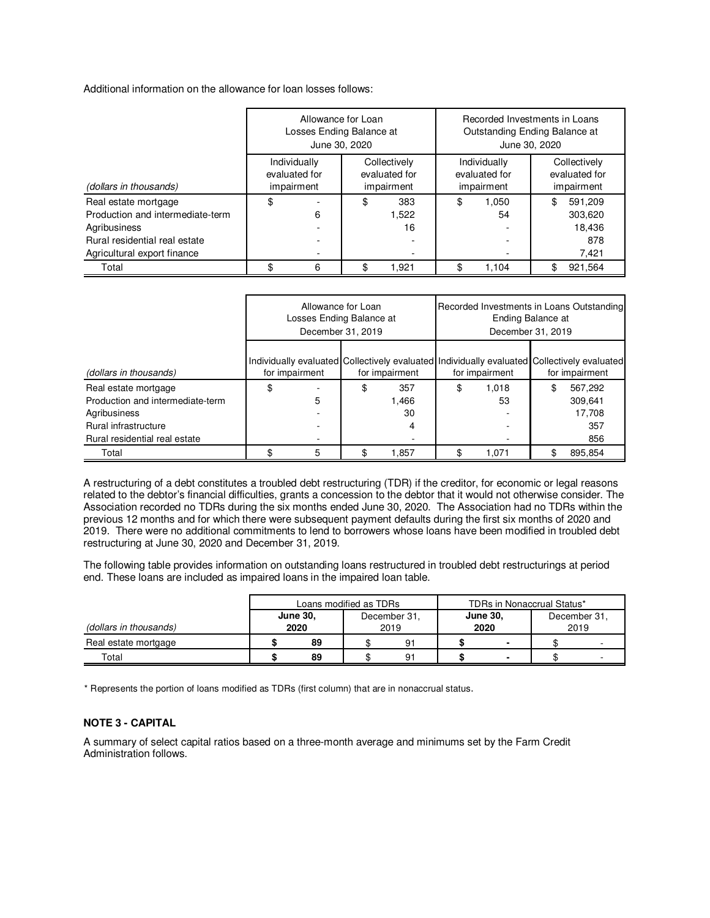Additional information on the allowance for loan losses follows:

| (dollars in thousands) | Allowance for Loan Losses Ending Balance at June 30, 2020 | | Recorded Investments in Loans Outstanding Ending Balance at June 30, 2020 | |
|---|---|---|---|---|
| | Individually evaluated for impairment | Collectively evaluated for impairment | Individually evaluated for impairment | Collectively evaluated for impairment |
| Real estate mortgage | $ - | $ 383 | $ 1,050 | $ 591,209 |
| Production and intermediate-term | 6 | 1,522 | 54 | 303,620 |
| Agribusiness | - | 16 | - | 18,436 |
| Rural residential real estate | - | - | - | 878 |
| Agricultural export finance | - | - | - | 7,421 |
| Total | $ 6 | $ 1,921 | $ 1,104 | $ 921,564 |

| (dollars in thousands) | Allowance for Loan Losses Ending Balance at December 31, 2019 | | Recorded Investments in Loans Outstanding Ending Balance at December 31, 2019 | |
|---|---|---|---|---|
| | Individually evaluated for impairment | Collectively evaluated for impairment | Individually evaluated for impairment | Collectively evaluated for impairment |
| Real estate mortgage | $ - | $ 357 | $ 1,018 | $ 567,292 |
| Production and intermediate-term | 5 | 1,466 | 53 | 309,641 |
| Agribusiness | - | 30 | - | 17,708 |
| Rural infrastructure | - | 4 | - | 357 |
| Rural residential real estate | - | - | - | 856 |
| Total | $ 5 | $ 1,857 | $ 1,071 | $ 895,854 |

A restructuring of a debt constitutes a troubled debt restructuring (TDR) if the creditor, for economic or legal reasons related to the debtor's financial difficulties, grants a concession to the debtor that it would not otherwise consider. The Association recorded no TDRs during the six months ended June 30, 2020. The Association had no TDRs within the previous 12 months and for which there were subsequent payment defaults during the first six months of 2020 and 2019. There were no additional commitments to lend to borrowers whose loans have been modified in troubled debt restructuring at June 30, 2020 and December 31, 2019.

The following table provides information on outstanding loans restructured in troubled debt restructurings at period end. These loans are included as impaired loans in the impaired loan table.

| (dollars in thousands) | Loans modified as TDRs | | TDRs in Nonaccrual Status* | |
|---|---|---|---|---|
| | **June 30, 2020** | December 31, 2019 | **June 30, 2020** | December 31, 2019 |
| Real estate mortgage | **$ 89** | $ 91 | **$ -** | $ - |
| Total | **$ 89** | $ 91 | **$ -** | $ - |

\* Represents the portion of loans modified as TDRs (first column) that are in nonaccrual status.

## NOTE 3 - CAPITAL

A summary of select capital ratios based on a three-month average and minimums set by the Farm Credit Administration follows.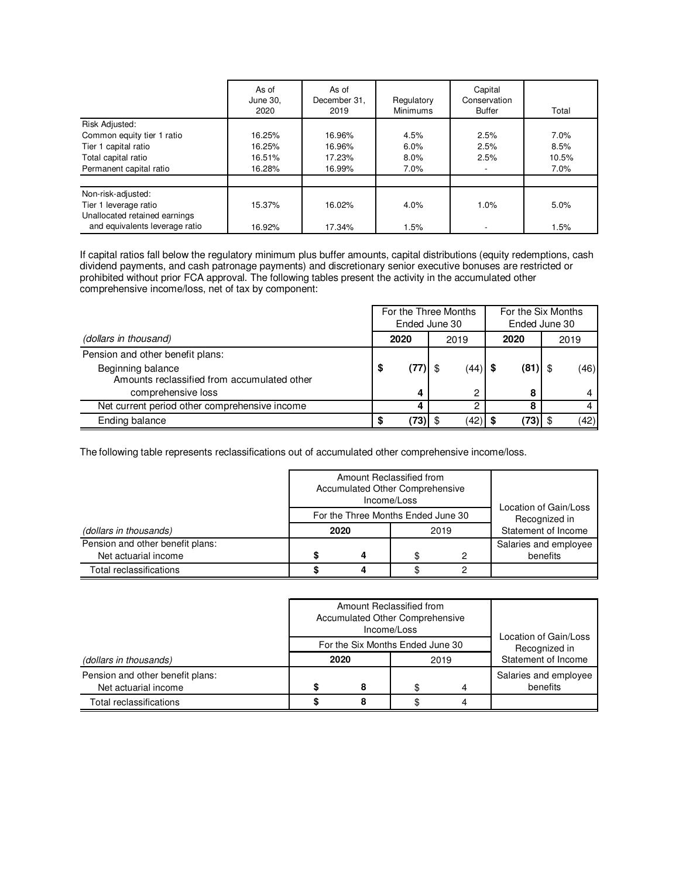| | As of June 30, 2020 | As of December 31, 2019 | Regulatory Minimums | Capital Conservation Buffer | Total |
|---|---|---|---|---|---|
| Risk Adjusted: | | | | | |
| Common equity tier 1 ratio | 16.25% | 16.96% | 4.5% | 2.5% | 7.0% |
| Tier 1 capital ratio | 16.25% | 16.96% | 6.0% | 2.5% | 8.5% |
| Total capital ratio | 16.51% | 17.23% | 8.0% | 2.5% | 10.5% |
| Permanent capital ratio | 16.28% | 16.99% | 7.0% | - | 7.0% |
| | | | | | |
| Non-risk-adjusted: | | | | | |
| Tier 1 leverage ratio | 15.37% | 16.02% | 4.0% | 1.0% | 5.0% |
| Unallocated retained earnings and equivalents leverage ratio | 16.92% | 17.34% | 1.5% | - | 1.5% |

If capital ratios fall below the regulatory minimum plus buffer amounts, capital distributions (equity redemptions, cash dividend payments, and cash patronage payments) and discretionary senior executive bonuses are restricted or prohibited without prior FCA approval. The following tables present the activity in the accumulated other comprehensive income/loss, net of tax by component:

| *(dollars in thousand)* | For the Three Months Ended June 30 2020 | 2019 | For the Six Months Ended June 30 2020 | 2019 |
|---|---|---|---|---|
| Pension and other benefit plans: | | | | |
| Beginning balance | **$ (77)** | $ (44) | **$ (81)** | $ (46) |
| Amounts reclassified from accumulated other comprehensive loss | **4** | 2 | **8** | 4 |
| Net current period other comprehensive income | **4** | 2 | **8** | 4 |
| Ending balance | **$ (73)** | $ (42) | **$ (73)** | $ (42) |

The following table represents reclassifications out of accumulated other comprehensive income/loss.

| *(dollars in thousands)* | Amount Reclassified from Accumulated Other Comprehensive Income/Loss For the Three Months Ended June 30 2020 | 2019 | Location of Gain/Loss Recognized in Statement of Income |
|---|---|---|---|
| Pension and other benefit plans: | | | |
| Net actuarial income | **$ 4** | $ 2 | Salaries and employee benefits |
| Total reclassifications | **$ 4** | $ 2 | |

| *(dollars in thousands)* | Amount Reclassified from Accumulated Other Comprehensive Income/Loss For the Six Months Ended June 30 2020 | 2019 | Location of Gain/Loss Recognized in Statement of Income |
|---|---|---|---|
| Pension and other benefit plans: | | | |
| Net actuarial income | **$ 8** | $ 4 | Salaries and employee benefits |
| Total reclassifications | **$ 8** | $ 4 | |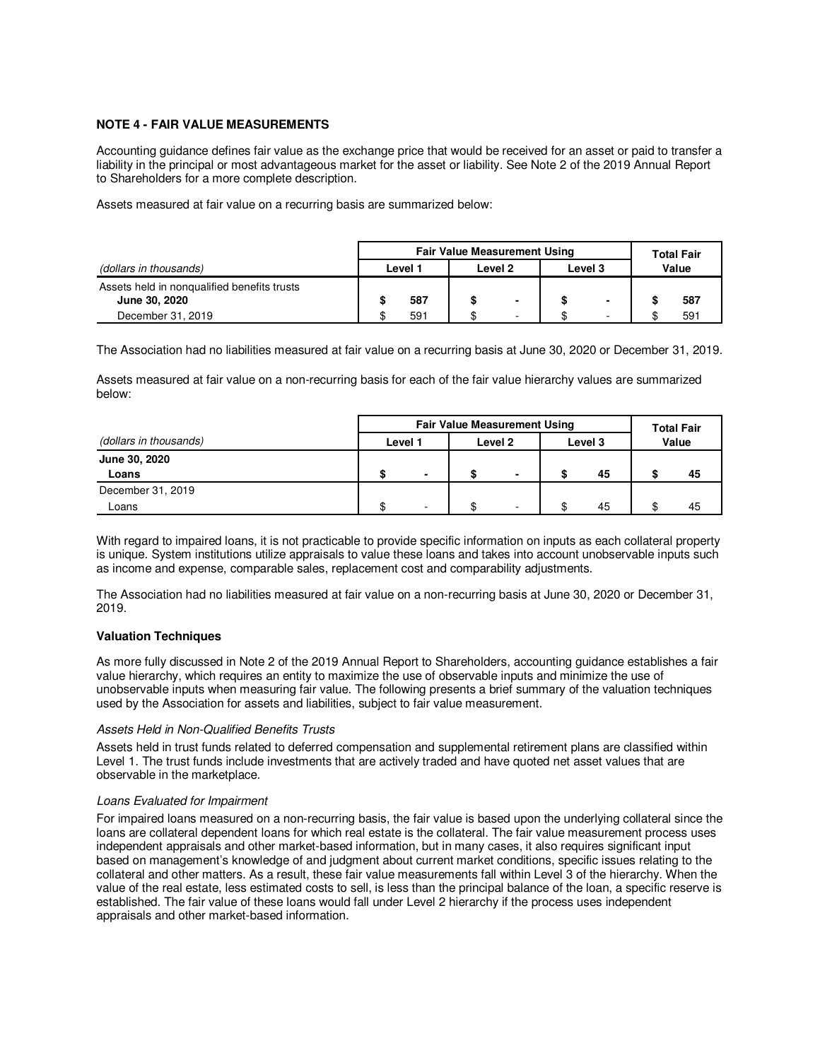**NOTE 4 - FAIR VALUE MEASUREMENTS**

Accounting guidance defines fair value as the exchange price that would be received for an asset or paid to transfer a liability in the principal or most advantageous market for the asset or liability. See Note 2 of the 2019 Annual Report to Shareholders for a more complete description.

Assets measured at fair value on a recurring basis are summarized below:

| *(dollars in thousands)* | Fair Value Measurement Using | | | Total Fair Value |
|---|---|---|---|---|
| | Level 1 | Level 2 | Level 3 | |
| Assets held in nonqualified benefits trusts | | | | |
| **June 30, 2020** | **$ 587** | **$ -** | **$ -** | **$ 587** |
| December 31, 2019 | $ 591 | $ - | $ - | $ 591 |

The Association had no liabilities measured at fair value on a recurring basis at June 30, 2020 or December 31, 2019.

Assets measured at fair value on a non-recurring basis for each of the fair value hierarchy values are summarized below:

| *(dollars in thousands)* | Fair Value Measurement Using | | | Total Fair Value |
|---|---|---|---|---|
| | Level 1 | Level 2 | Level 3 | |
| **June 30, 2020** | | | | |
| **Loans** | **$ -** | **$ -** | **$ 45** | **$ 45** |
| December 31, 2019 | | | | |
| Loans | $ - | $ - | $ 45 | $ 45 |

With regard to impaired loans, it is not practicable to provide specific information on inputs as each collateral property is unique. System institutions utilize appraisals to value these loans and takes into account unobservable inputs such as income and expense, comparable sales, replacement cost and comparability adjustments.

The Association had no liabilities measured at fair value on a non-recurring basis at June 30, 2020 or December 31, 2019.

**Valuation Techniques**

As more fully discussed in Note 2 of the 2019 Annual Report to Shareholders, accounting guidance establishes a fair value hierarchy, which requires an entity to maximize the use of observable inputs and minimize the use of unobservable inputs when measuring fair value. The following presents a brief summary of the valuation techniques used by the Association for assets and liabilities, subject to fair value measurement.

*Assets Held in Non-Qualified Benefits Trusts*

Assets held in trust funds related to deferred compensation and supplemental retirement plans are classified within Level 1. The trust funds include investments that are actively traded and have quoted net asset values that are observable in the marketplace.

*Loans Evaluated for Impairment*

For impaired loans measured on a non-recurring basis, the fair value is based upon the underlying collateral since the loans are collateral dependent loans for which real estate is the collateral. The fair value measurement process uses independent appraisals and other market-based information, but in many cases, it also requires significant input based on management's knowledge of and judgment about current market conditions, specific issues relating to the collateral and other matters. As a result, these fair value measurements fall within Level 3 of the hierarchy. When the value of the real estate, less estimated costs to sell, is less than the principal balance of the loan, a specific reserve is established. The fair value of these loans would fall under Level 2 hierarchy if the process uses independent appraisals and other market-based information.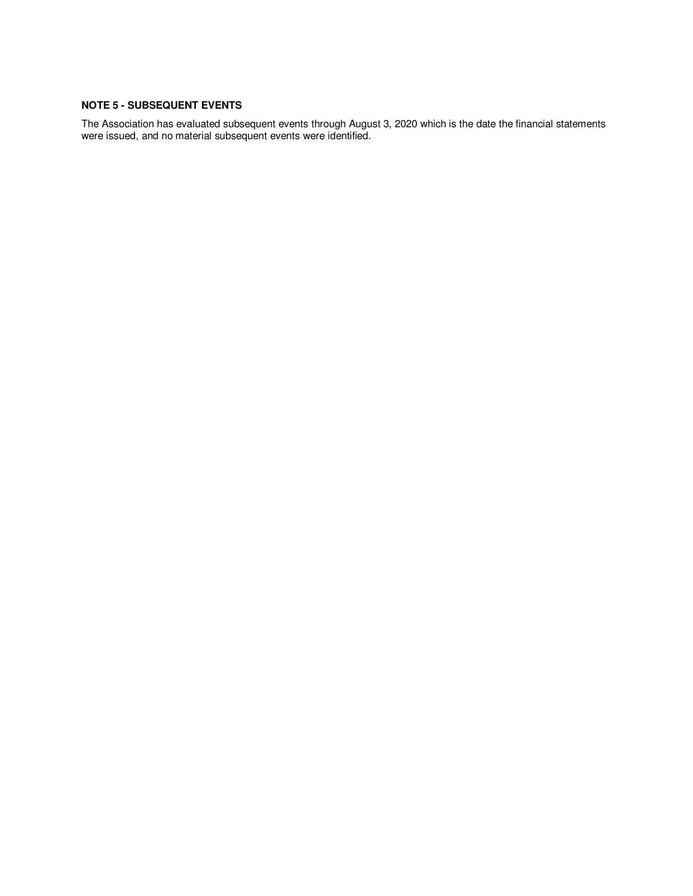**NOTE 5 - SUBSEQUENT EVENTS**

The Association has evaluated subsequent events through August 3, 2020 which is the date the financial statements were issued, and no material subsequent events were identified.